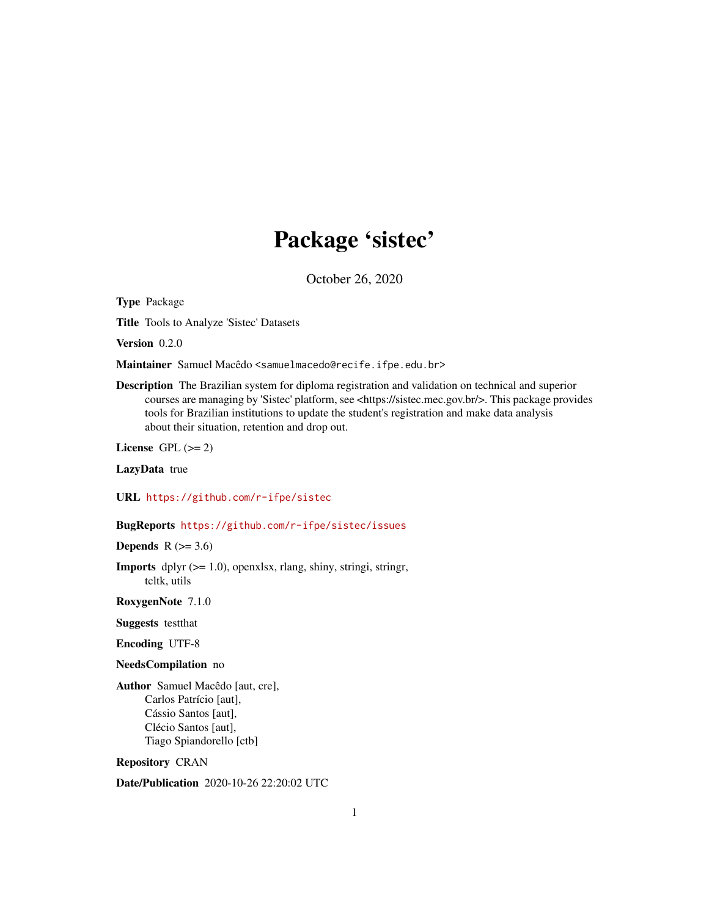# Package 'sistec'

October 26, 2020

**Type** Package

**Title** Tools to Analyze 'Sistec' Datasets

**Version** 0.2.0

**Maintainer** Samuel Macêdo <samuelmacedo@recife.ifpe.edu.br>

**Description** The Brazilian system for diploma registration and validation on technical and superior courses are managing by 'Sistec' platform, see <https://sistec.mec.gov.br/>. This package provides tools for Brazilian institutions to update the student's registration and make data analysis about their situation, retention and drop out.

**License** GPL (>= 2)

**LazyData** true

**URL** https://github.com/r-ifpe/sistec

**BugReports** https://github.com/r-ifpe/sistec/issues

**Depends** R (>= 3.6)

**Imports** dplyr (>= 1.0), openxlsx, rlang, shiny, stringi, stringr, tcltk, utils

**RoxygenNote** 7.1.0

**Suggests** testthat

**Encoding** UTF-8

**NeedsCompilation** no

**Author** Samuel Macêdo [aut, cre], Carlos Patrício [aut], Cássio Santos [aut], Clécio Santos [aut], Tiago Spiandorello [ctb]

**Repository** CRAN

**Date/Publication** 2020-10-26 22:20:02 UTC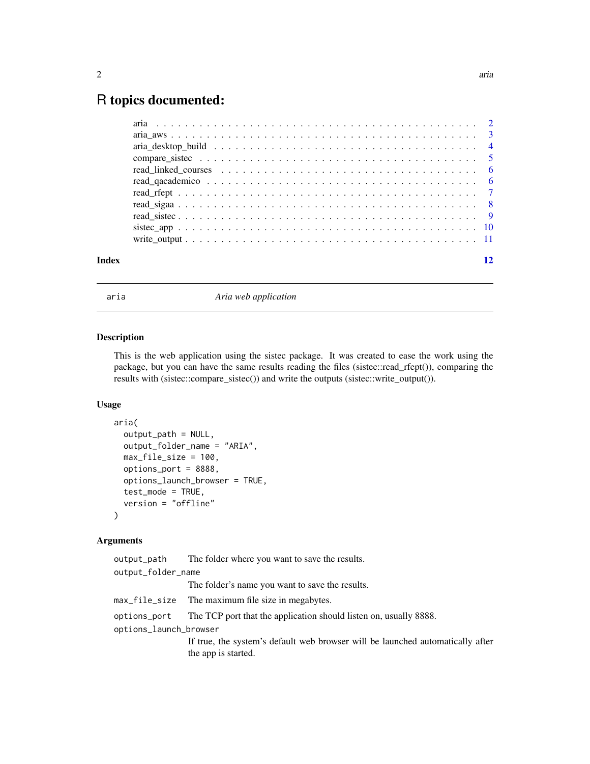# R topics documented:

| | |
|---|---|
| aria | 2 |
| aria_aws | 3 |
| aria_desktop_build | 4 |
| compare_sistec | 5 |
| read_linked_courses | 6 |
| read_qacademico | 6 |
| read_rfept | 7 |
| read_sigaa | 8 |
| read_sistec | 9 |
| sistec_app | 10 |
| write_output | 11 |
| **Index** | **12** |

---

aria — *Aria web application*

---

### Description

This is the web application using the sistec package. It was created to ease the work using the package, but you can have the same results reading the files (sistec::read_rfept()), comparing the results with (sistec::compare_sistec()) and write the outputs (sistec::write_output()).

### Usage

```
aria(
  output_path = NULL,
  output_folder_name = "ARIA",
  max_file_size = 100,
  options_port = 8888,
  options_launch_browser = TRUE,
  test_mode = TRUE,
  version = "offline"
)
```

### Arguments

| | |
|---|---|
| output_path | The folder where you want to save the results. |
| output_folder_name | The folder's name you want to save the results. |
| max_file_size | The maximum file size in megabytes. |
| options_port | The TCP port that the application should listen on, usually 8888. |
| options_launch_browser | If true, the system's default web browser will be launched automatically after the app is started. |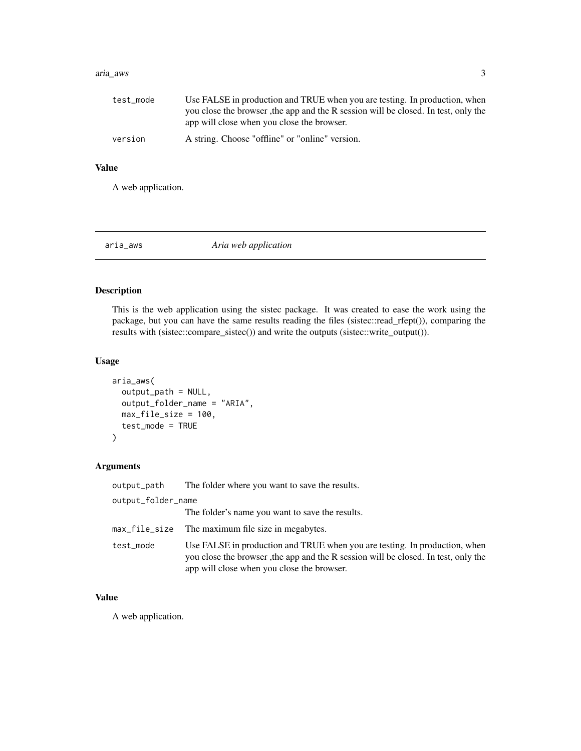| | |
|---|---|
| test_mode | Use FALSE in production and TRUE when you are testing. In production, when you close the browser ,the app and the R session will be closed. In test, only the app will close when you close the browser. |
| version | A string. Choose "offline" or "online" version. |

### Value

A web application.

---

## aria_aws *Aria web application*

---

### Description

This is the web application using the sistec package. It was created to ease the work using the package, but you can have the same results reading the files (sistec::read_rfept()), comparing the results with (sistec::compare_sistec()) and write the outputs (sistec::write_output()).

### Usage

```
aria_aws(
  output_path = NULL,
  output_folder_name = "ARIA",
  max_file_size = 100,
  test_mode = TRUE
)
```

### Arguments

| | |
|---|---|
| output_path | The folder where you want to save the results. |
| output_folder_name | The folder's name you want to save the results. |
| max_file_size | The maximum file size in megabytes. |
| test_mode | Use FALSE in production and TRUE when you are testing. In production, when you close the browser ,the app and the R session will be closed. In test, only the app will close when you close the browser. |

### Value

A web application.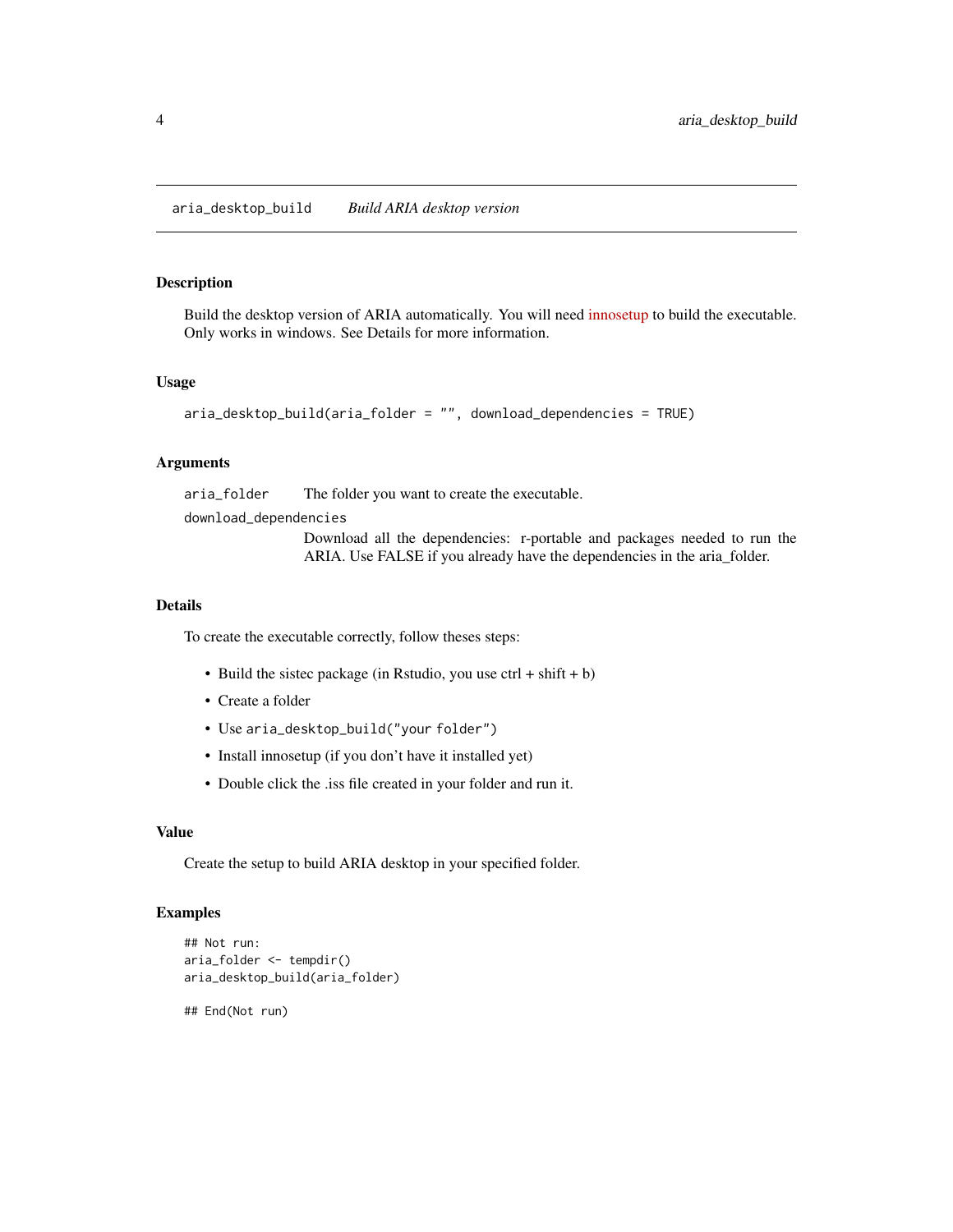# aria_desktop_build — *Build ARIA desktop version*

## Description

Build the desktop version of ARIA automatically. You will need innosetup to build the executable. Only works in windows. See Details for more information.

## Usage

```
aria_desktop_build(aria_folder = "", download_dependencies = TRUE)
```

## Arguments

| | |
|---|---|
| aria_folder | The folder you want to create the executable. |
| download_dependencies | Download all the dependencies: r-portable and packages needed to run the ARIA. Use FALSE if you already have the dependencies in the aria_folder. |

## Details

To create the executable correctly, follow theses steps:

- Build the sistec package (in Rstudio, you use ctrl + shift + b)
- Create a folder
- Use `aria_desktop_build("your folder")`
- Install innosetup (if you don't have it installed yet)
- Double click the .iss file created in your folder and run it.

## Value

Create the setup to build ARIA desktop in your specified folder.

## Examples

```
## Not run:
aria_folder <- tempdir()
aria_desktop_build(aria_folder)

## End(Not run)
```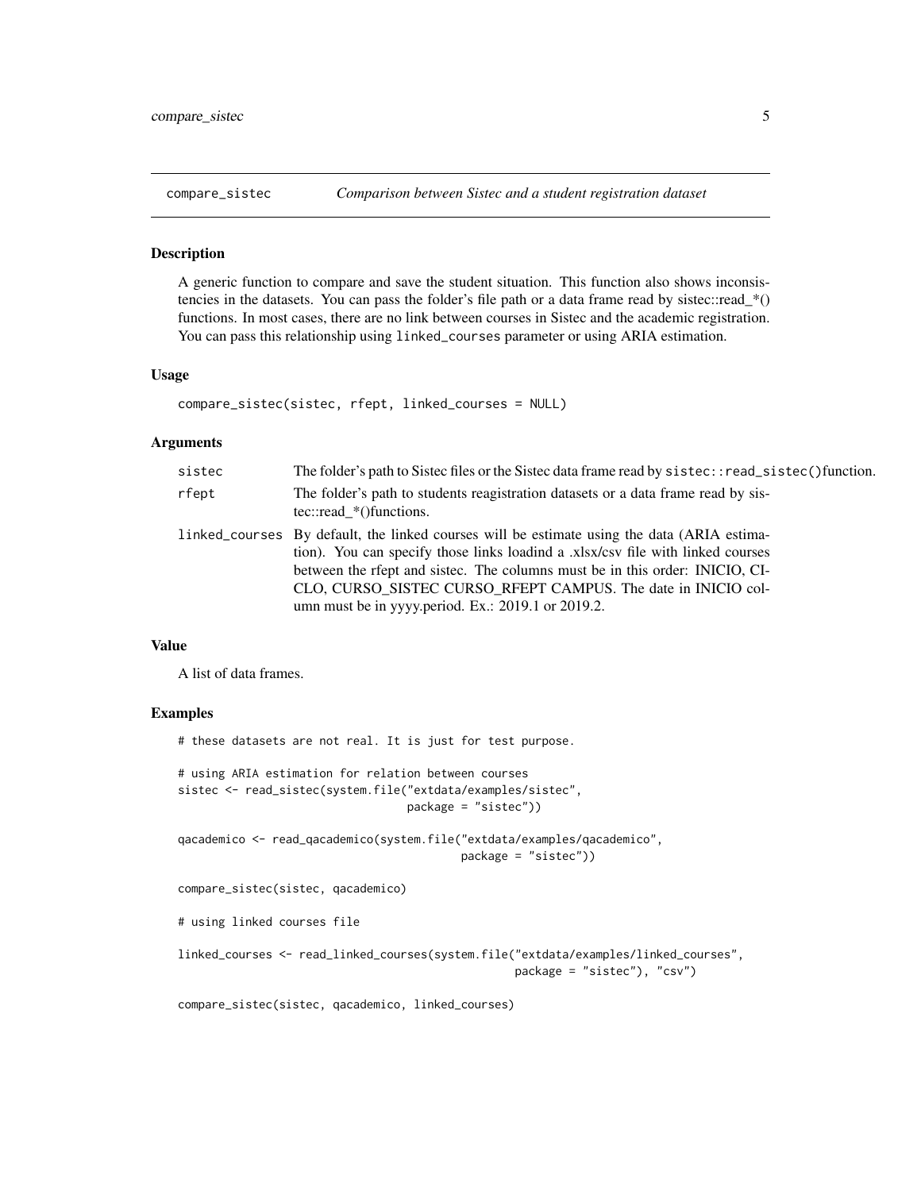# compare_sistec — *Comparison between Sistec and a student registration dataset*

## Description

A generic function to compare and save the student situation. This function also shows inconsistencies in the datasets. You can pass the folder's file path or a data frame read by sistec::read_*() functions. In most cases, there are no link between courses in Sistec and the academic registration. You can pass this relationship using `linked_courses` parameter or using ARIA estimation.

## Usage

```
compare_sistec(sistec, rfept, linked_courses = NULL)
```

## Arguments

| Argument | Description |
| --- | --- |
| `sistec` | The folder's path to Sistec files or the Sistec data frame read by `sistec::read_sistec()`function. |
| `rfept` | The folder's path to students reagistration datasets or a data frame read by sistec::read_*()functions. |
| `linked_courses` | By default, the linked courses will be estimate using the data (ARIA estimation). You can specify those links loadind a .xlsx/csv file with linked courses between the rfept and sistec. The columns must be in this order: INICIO, CICLO, CURSO_SISTEC CURSO_RFEPT CAMPUS. The date in INICIO column must be in yyyy.period. Ex.: 2019.1 or 2019.2. |

## Value

A list of data frames.

## Examples

```
# these datasets are not real. It is just for test purpose.

# using ARIA estimation for relation between courses
sistec <- read_sistec(system.file("extdata/examples/sistec",
                                  package = "sistec"))

qacademico <- read_qacademico(system.file("extdata/examples/qacademico",
                                          package = "sistec"))

compare_sistec(sistec, qacademico)

# using linked courses file

linked_courses <- read_linked_courses(system.file("extdata/examples/linked_courses",
                                                  package = "sistec"), "csv")

compare_sistec(sistec, qacademico, linked_courses)
```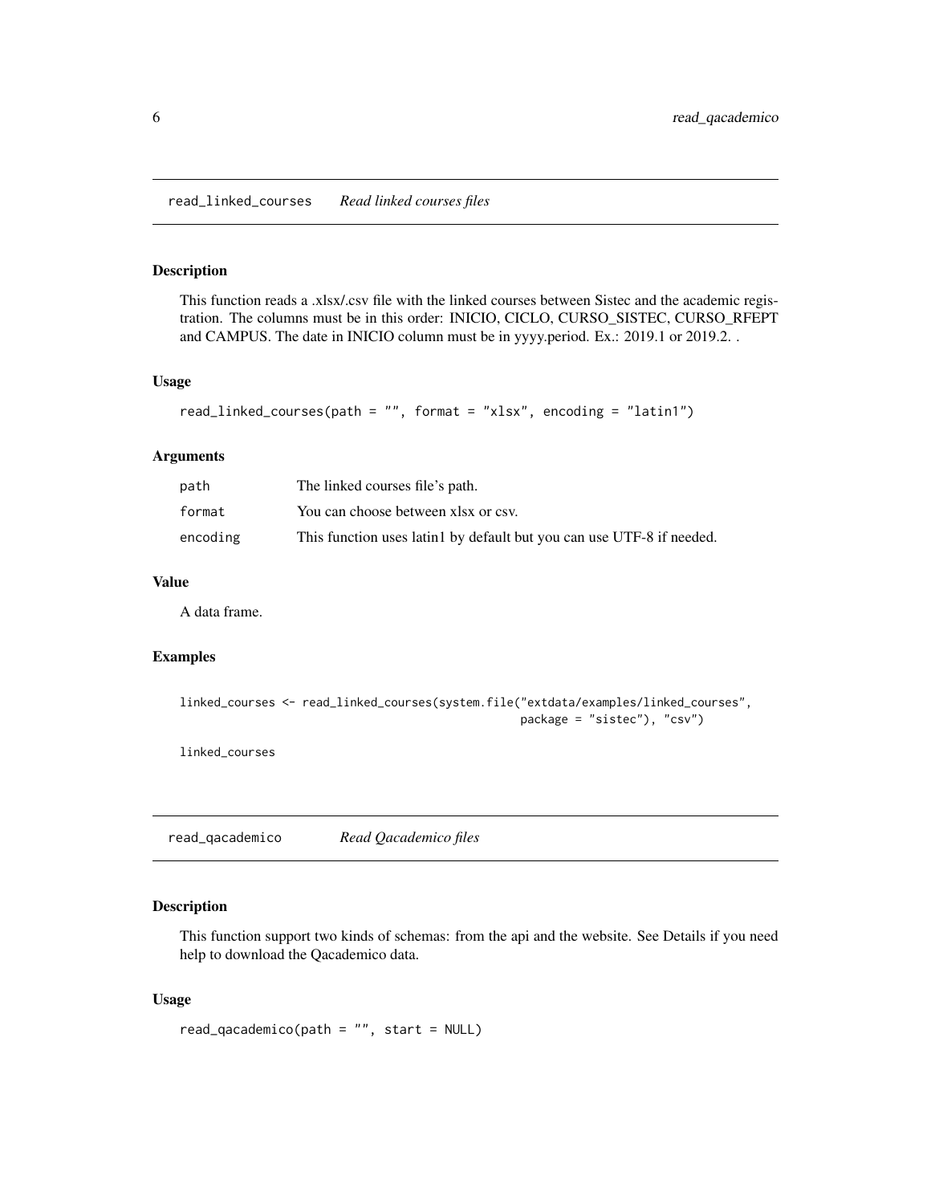## read_linked_courses *Read linked courses files*

### Description

This function reads a .xlsx/.csv file with the linked courses between Sistec and the academic registration. The columns must be in this order: INICIO, CICLO, CURSO_SISTEC, CURSO_RFEPT and CAMPUS. The date in INICIO column must be in yyyy.period. Ex.: 2019.1 or 2019.2. .

### Usage

```
read_linked_courses(path = "", format = "xlsx", encoding = "latin1")
```

### Arguments

| | |
|---|---|
| path | The linked courses file's path. |
| format | You can choose between xlsx or csv. |
| encoding | This function uses latin1 by default but you can use UTF-8 if needed. |

### Value

A data frame.

### Examples

```
linked_courses <- read_linked_courses(system.file("extdata/examples/linked_courses",
                                                   package = "sistec"), "csv")

linked_courses
```

## read_qacademico *Read Qacademico files*

### Description

This function support two kinds of schemas: from the api and the website. See Details if you need help to download the Qacademico data.

### Usage

```
read_qacademico(path = "", start = NULL)
```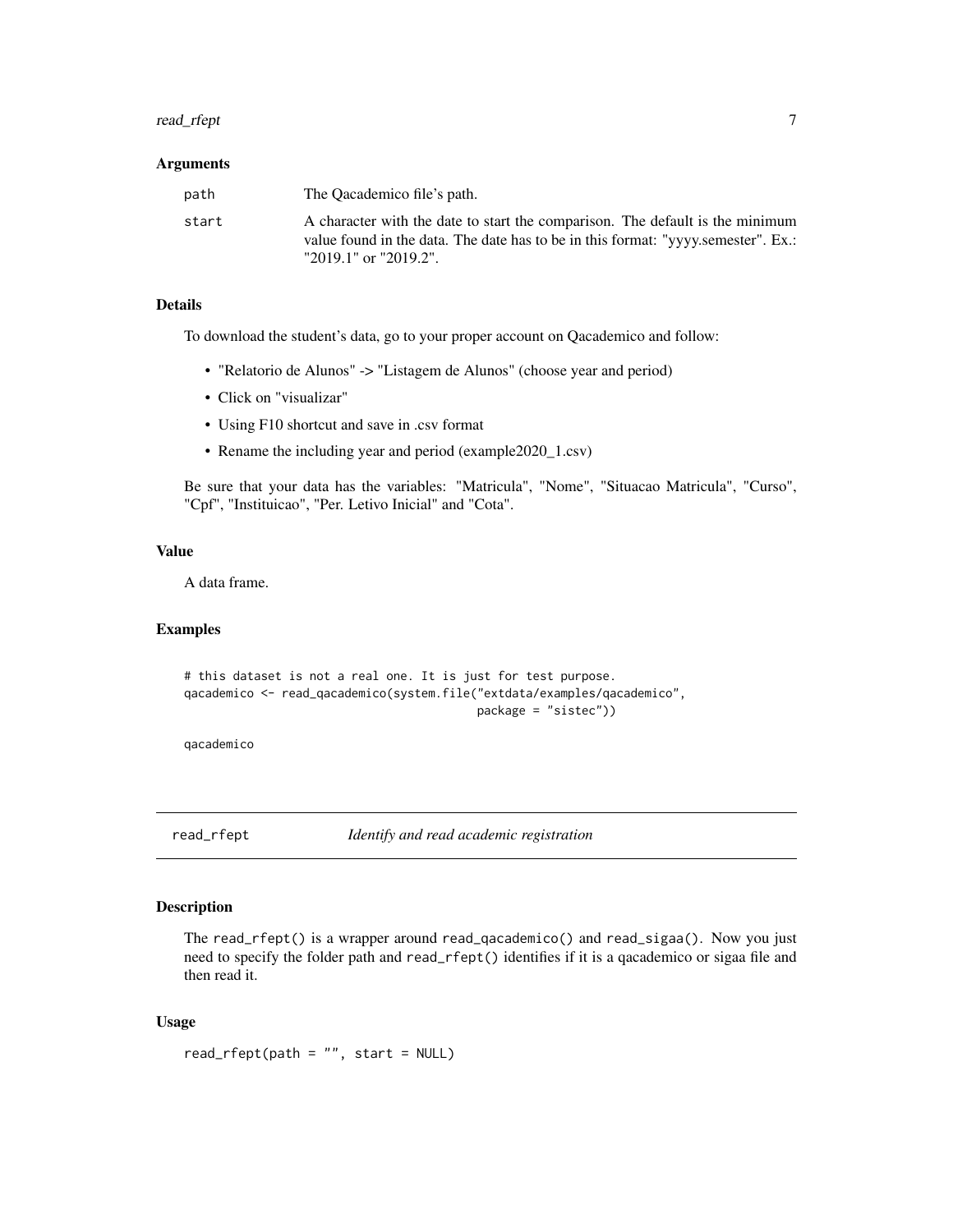### Arguments

| | |
|---|---|
| path | The Qacademico file's path. |
| start | A character with the date to start the comparison. The default is the minimum value found in the data. The date has to be in this format: "yyyy.semester". Ex.: "2019.1" or "2019.2". |

### Details

To download the student's data, go to your proper account on Qacademico and follow:

- "Relatorio de Alunos" -> "Listagem de Alunos" (choose year and period)
- Click on "visualizar"
- Using F10 shortcut and save in .csv format
- Rename the including year and period (example2020_1.csv)

Be sure that your data has the variables: "Matricula", "Nome", "Situacao Matricula", "Curso", "Cpf", "Instituicao", "Per. Letivo Inicial" and "Cota".

### Value

A data frame.

### Examples

```
# this dataset is not a real one. It is just for test purpose.
qacademico <- read_qacademico(system.file("extdata/examples/qacademico",
                                          package = "sistec"))

qacademico
```

---

## read_rfept *Identify and read academic registration*

---

### Description

The `read_rfept()` is a wrapper around `read_qacademico()` and `read_sigaa()`. Now you just need to specify the folder path and `read_rfept()` identifies if it is a qacademico or sigaa file and then read it.

### Usage

```
read_rfept(path = "", start = NULL)
```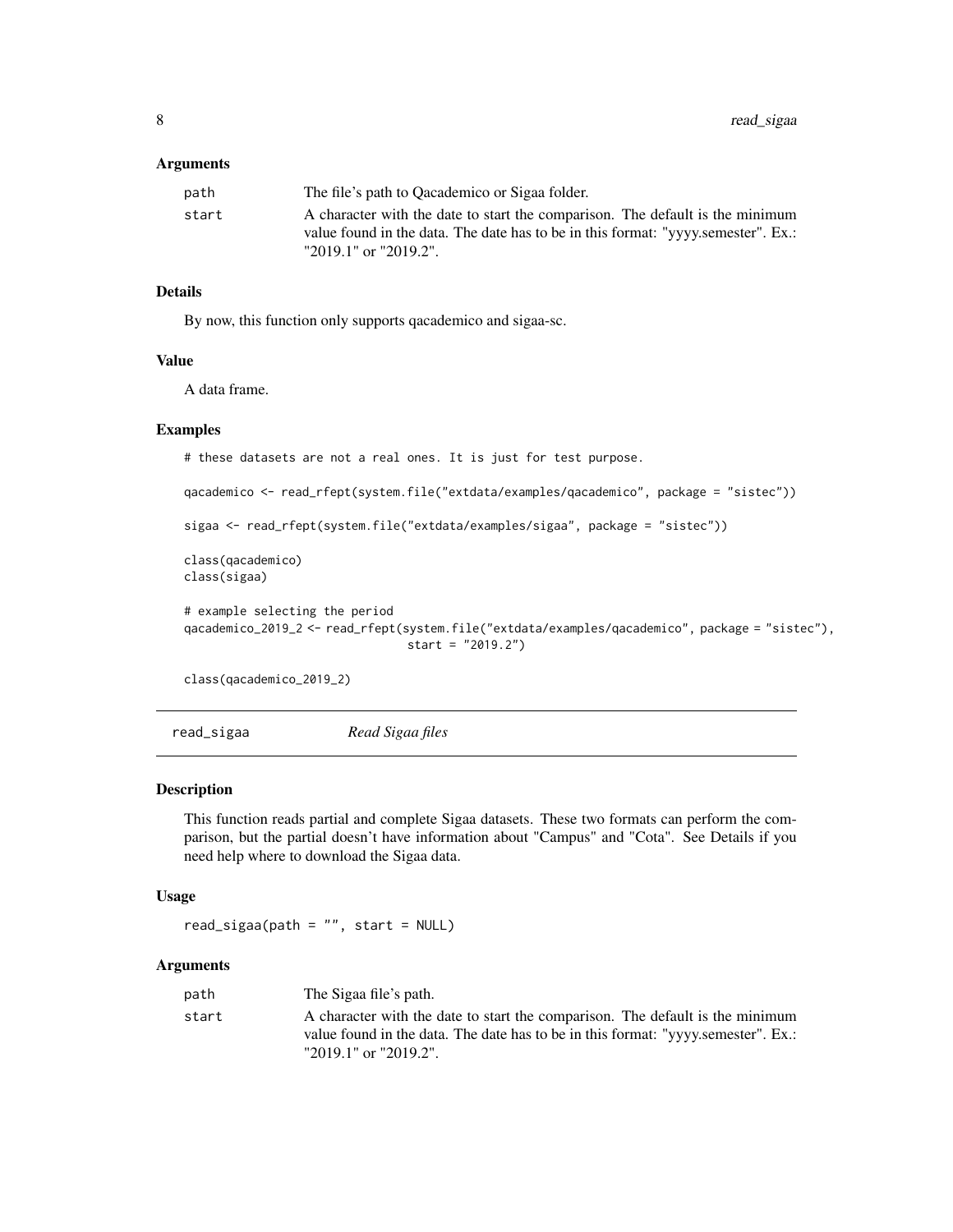### Arguments

| | |
|---|---|
| path | The file's path to Qacademico or Sigaa folder. |
| start | A character with the date to start the comparison. The default is the minimum value found in the data. The date has to be in this format: "yyyy.semester". Ex.: "2019.1" or "2019.2". |

### Details

By now, this function only supports qacademico and sigaa-sc.

### Value

A data frame.

### Examples

```
# these datasets are not a real ones. It is just for test purpose.

qacademico <- read_rfept(system.file("extdata/examples/qacademico", package = "sistec"))

sigaa <- read_rfept(system.file("extdata/examples/sigaa", package = "sistec"))

class(qacademico)
class(sigaa)

# example selecting the period
qacademico_2019_2 <- read_rfept(system.file("extdata/examples/qacademico", package = "sistec"),
                                start = "2019.2")

class(qacademico_2019_2)
```

---

## read_sigaa    *Read Sigaa files*

### Description

This function reads partial and complete Sigaa datasets. These two formats can perform the comparison, but the partial doesn't have information about "Campus" and "Cota". See Details if you need help where to download the Sigaa data.

### Usage

```
read_sigaa(path = "", start = NULL)
```

### Arguments

| | |
|---|---|
| path | The Sigaa file's path. |
| start | A character with the date to start the comparison. The default is the minimum value found in the data. The date has to be in this format: "yyyy.semester". Ex.: "2019.1" or "2019.2". |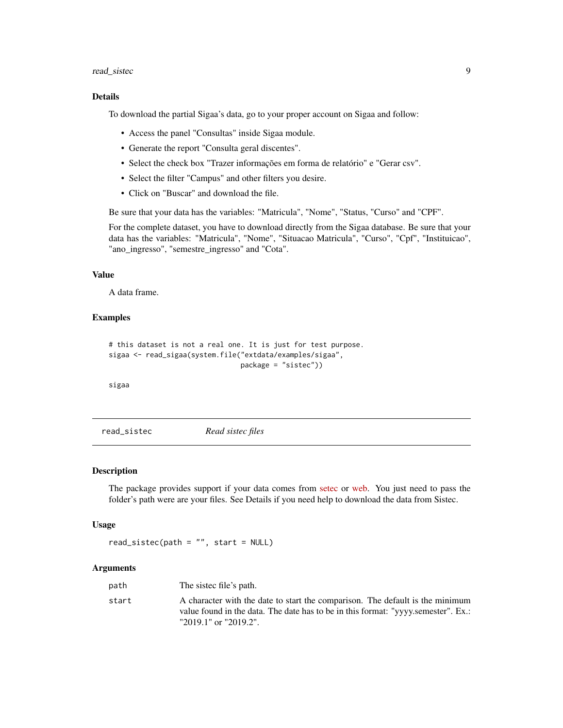### Details

To download the partial Sigaa's data, go to your proper account on Sigaa and follow:

- Access the panel "Consultas" inside Sigaa module.
- Generate the report "Consulta geral discentes".
- Select the check box "Trazer informações em forma de relatório" e "Gerar csv".
- Select the filter "Campus" and other filters you desire.
- Click on "Buscar" and download the file.

Be sure that your data has the variables: "Matricula", "Nome", "Status, "Curso" and "CPF".

For the complete dataset, you have to download directly from the Sigaa database. Be sure that your data has the variables: "Matricula", "Nome", "Situacao Matricula", "Curso", "Cpf", "Instituicao", "ano_ingresso", "semestre_ingresso" and "Cota".

### Value

A data frame.

### Examples

```
# this dataset is not a real one. It is just for test purpose.
sigaa <- read_sigaa(system.file("extdata/examples/sigaa",
                                package = "sistec"))

sigaa
```

---

## read_sistec    *Read sistec files*

### Description

The package provides support if your data comes from setec or web. You just need to pass the folder's path were are your files. See Details if you need help to download the data from Sistec.

### Usage

```
read_sistec(path = "", start = NULL)
```

### Arguments

| | |
|---|---|
| path | The sistec file's path. |
| start | A character with the date to start the comparison. The default is the minimum value found in the data. The date has to be in this format: "yyyy.semester". Ex.: "2019.1" or "2019.2". |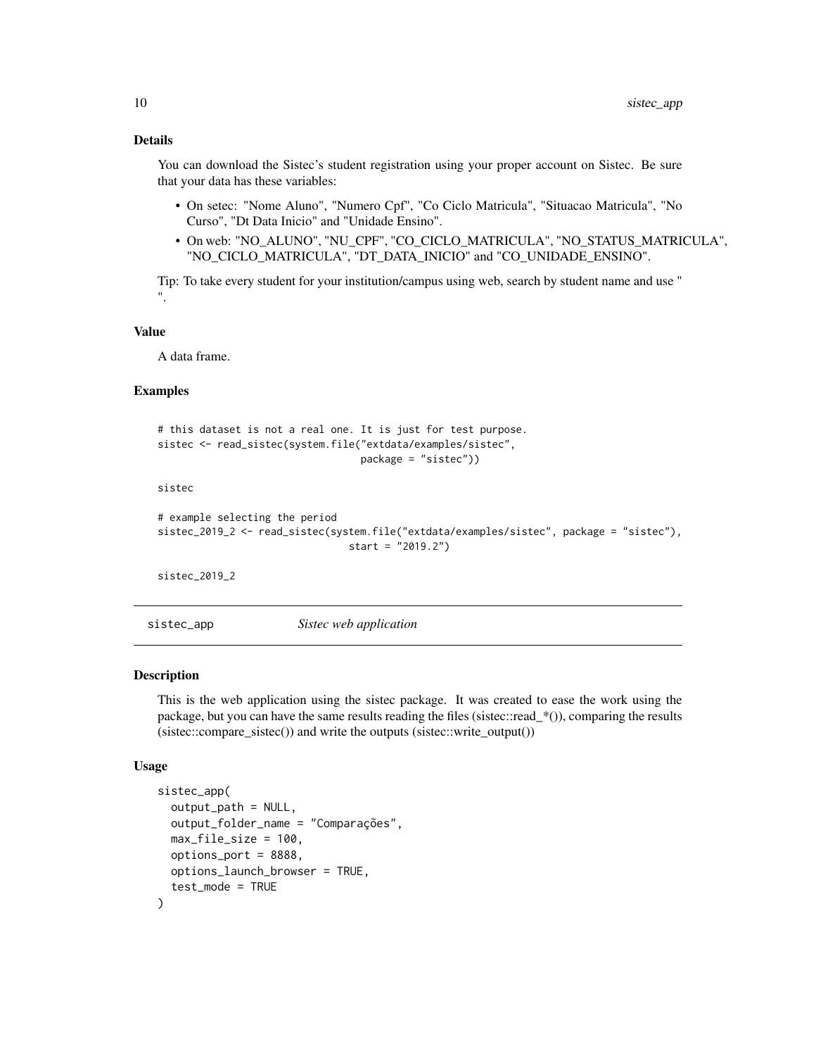### Details

You can download the Sistec's student registration using your proper account on Sistec. Be sure that your data has these variables:

- On setec: "Nome Aluno", "Numero Cpf", "Co Ciclo Matricula", "Situacao Matricula", "No Curso", "Dt Data Inicio" and "Unidade Ensino".
- On web: "NO_ALUNO", "NU_CPF", "CO_CICLO_MATRICULA", "NO_STATUS_MATRICULA", "NO_CICLO_MATRICULA", "DT_DATA_INICIO" and "CO_UNIDADE_ENSINO".

Tip: To take every student for your institution/campus using web, search by student name and use " ".

### Value

A data frame.

### Examples

```
# this dataset is not a real one. It is just for test purpose.
sistec <- read_sistec(system.file("extdata/examples/sistec",
                                  package = "sistec"))

sistec

# example selecting the period
sistec_2019_2 <- read_sistec(system.file("extdata/examples/sistec", package = "sistec"),
                             start = "2019.2")

sistec_2019_2
```

---

## sistec_app — *Sistec web application*

### Description

This is the web application using the sistec package. It was created to ease the work using the package, but you can have the same results reading the files (sistec::read_*()), comparing the results (sistec::compare_sistec()) and write the outputs (sistec::write_output())

### Usage

```
sistec_app(
  output_path = NULL,
  output_folder_name = "Comparações",
  max_file_size = 100,
  options_port = 8888,
  options_launch_browser = TRUE,
  test_mode = TRUE
)
```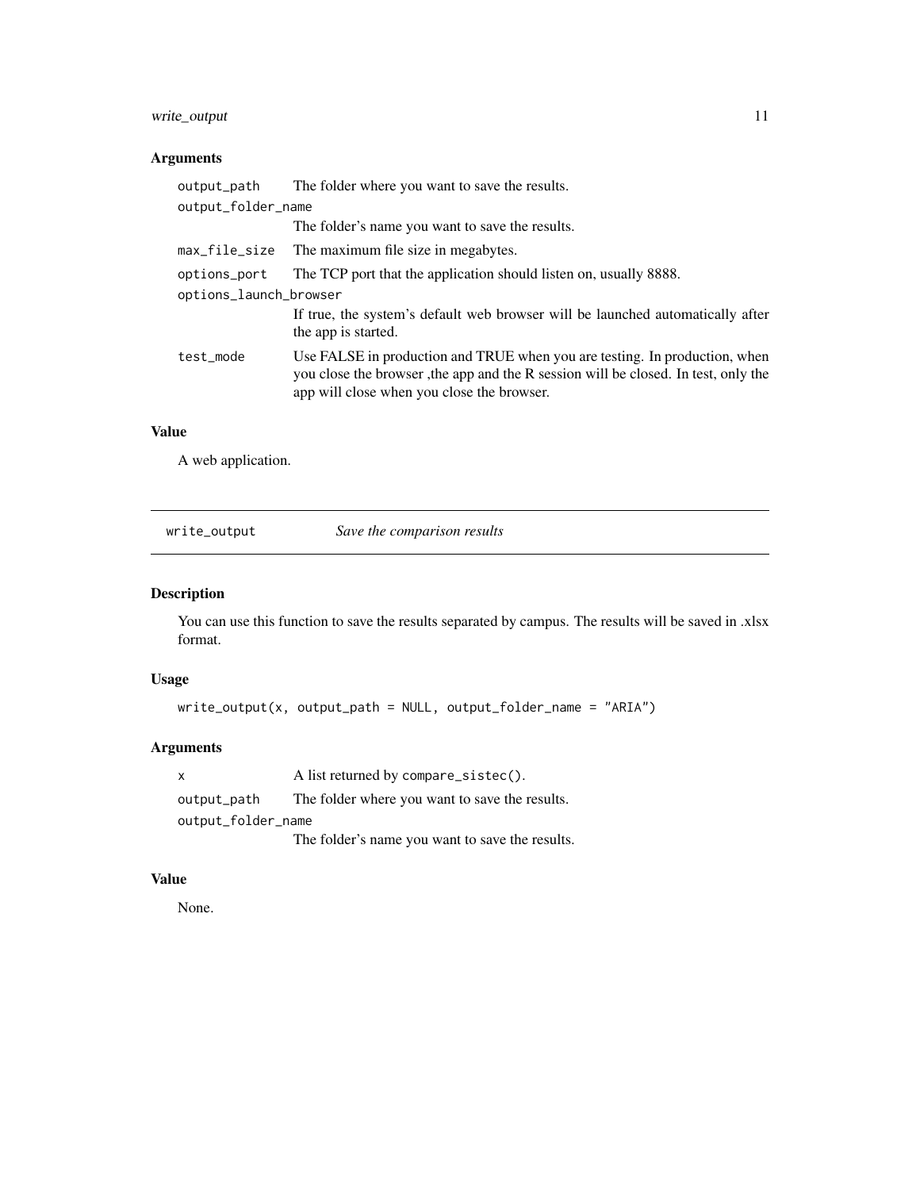## Arguments

| | |
|---|---|
| `output_path` | The folder where you want to save the results. |
| `output_folder_name` | The folder's name you want to save the results. |
| `max_file_size` | The maximum file size in megabytes. |
| `options_port` | The TCP port that the application should listen on, usually 8888. |
| `options_launch_browser` | If true, the system's default web browser will be launched automatically after the app is started. |
| `test_mode` | Use FALSE in production and TRUE when you are testing. In production, when you close the browser ,the app and the R session will be closed. In test, only the app will close when you close the browser. |

## Value

A web application.

---

# write_output — *Save the comparison results*

## Description

You can use this function to save the results separated by campus. The results will be saved in .xlsx format.

## Usage

```
write_output(x, output_path = NULL, output_folder_name = "ARIA")
```

## Arguments

| | |
|---|---|
| `x` | A list returned by `compare_sistec()`. |
| `output_path` | The folder where you want to save the results. |
| `output_folder_name` | The folder's name you want to save the results. |

## Value

None.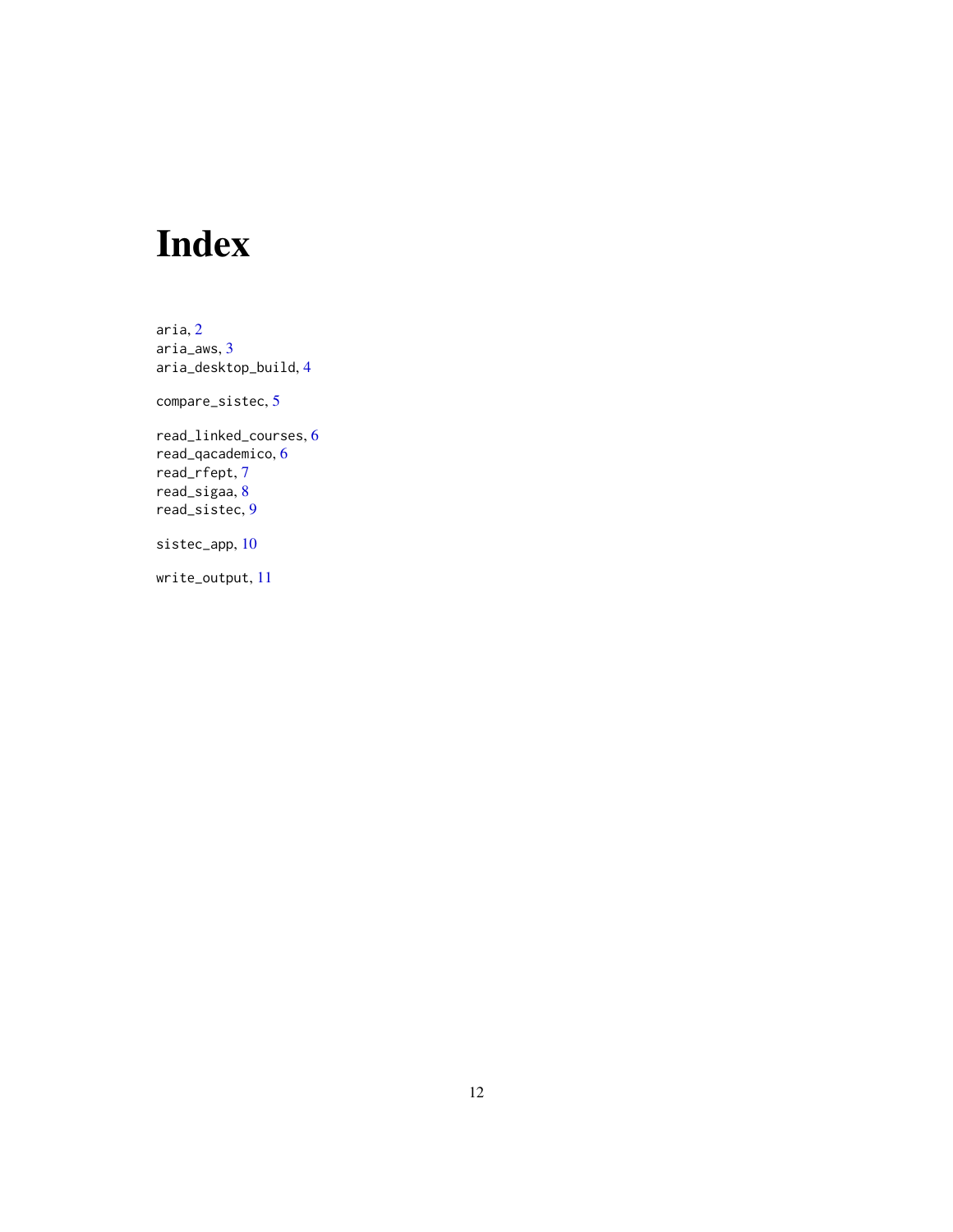# Index

aria, 2
aria_aws, 3
aria_desktop_build, 4

compare_sistec, 5

read_linked_courses, 6
read_qacademico, 6
read_rfept, 7
read_sigaa, 8
read_sistec, 9

sistec_app, 10

write_output, 11